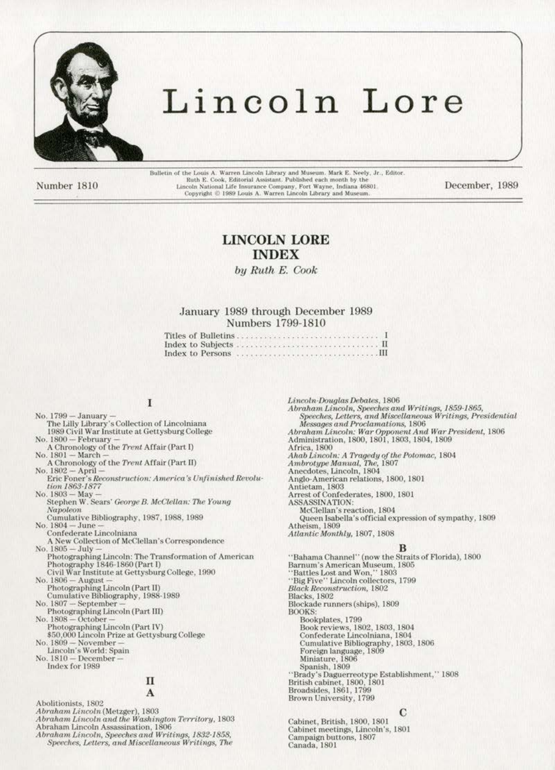# Lincoln Lore

Number 1810

Bulletin of the Louis A. Warren Lincoln Library and Museum. Mark E. Neely, Jr., Editor. Ruth E. Cook, Editorial Assistant. Published each month by the Lincoln National Life Insurance Company, Fort Wayne, Indiana 46801. Copyright © 1989 Louis A. Warren Lincoln Library and Museum.

December, 1989

## LINCOLN LORE INDEX

*by Ruth E. Cook*

January 1989 through December 1989
Numbers 1799-1810

Titles of Bulletins ............................... I
Index to Subjects ............................... II
Index to Persons ............................... III

### I

No. 1799 — January —
The Lilly Library's Collection of Lincolniana
1989 Civil War Institute at Gettysburg College
No. 1800 — February —
A Chronology of the *Trent* Affair (Part I)
No. 1801 — March —
A Chronology of the *Trent* Affair (Part II)
No. 1802 — April —
Eric Foner's *Reconstruction: America's Unfinished Revolution 1863-1877*
No. 1803 — May —
Stephen W. Sears' *George B. McClellan: The Young Napoleon*
Cumulative Bibliography, 1987, 1988, 1989
No. 1804 — June —
Confederate Lincolniana
A New Collection of McClellan's Correspondence
No. 1805 — July —
Photographing Lincoln: The Transformation of American Photography 1846-1860 (Part I)
Civil War Institute at Gettysburg College, 1990
No. 1806 — August —
Photographing Lincoln (Part II)
Cumulative Bibliography, 1988-1989
No. 1807 — September —
Photographing Lincoln (Part III)
No. 1808 — October —
Photographing Lincoln (Part IV)
$50,000 Lincoln Prize at Gettysburg College
No. 1809 — November —
Lincoln's World: Spain
No. 1810 — December —
Index for 1989

### II

#### A

Abolitionists, 1802
*Abraham Lincoln* (Metzger), 1803
*Abraham Lincoln and the Washington Territory*, 1803
Abraham Lincoln Assassination, 1806
*Abraham Lincoln, Speeches and Writings, 1832-1858, Speeches, Letters, and Miscellaneous Writings, The Lincoln-Douglas Debates*, 1806
*Abraham Lincoln, Speeches and Writings, 1859-1865, Speeches, Letters, and Miscellaneous Writings, Presidential Messages and Proclamations*, 1806
*Abraham Lincoln: War Opponent And War President*, 1806
Administration, 1800, 1801, 1803, 1804, 1809
Africa, 1800
*Ahab Lincoln: A Tragedy of the Potomac*, 1804
*Ambrotype Manual, The*, 1807
Anecdotes, Lincoln, 1804
Anglo-American relations, 1800, 1801
Antietam, 1803
Arrest of Confederates, 1800, 1801
ASSASSINATION:
McClellan's reaction, 1804
Queen Isabella's official expression of sympathy, 1809
Atheism, 1809
*Atlantic Monthly*, 1807, 1808

#### B

"Bahama Channel" (now the Straits of Florida), 1800
Barnum's American Museum, 1805
"Battles Lost and Won," 1803
"Big Five" Lincoln collectors, 1799
*Black Reconstruction*, 1802
Blacks, 1802
Blockade runners (ships), 1809
BOOKS:
Bookplates, 1799
Book reviews, 1802, 1803, 1804
Confederate Lincolniana, 1804
Cumulative Bibliography, 1803, 1806
Foreign language, 1809
Miniature, 1806
Spanish, 1809
"Brady's Daguerreotype Establishment," 1808
British cabinet, 1800, 1801
Broadsides, 1861, 1799
Brown University, 1799

#### C

Cabinet, British, 1800, 1801
Cabinet meetings, Lincoln's, 1801
Campaign buttons, 1807
Canada, 1801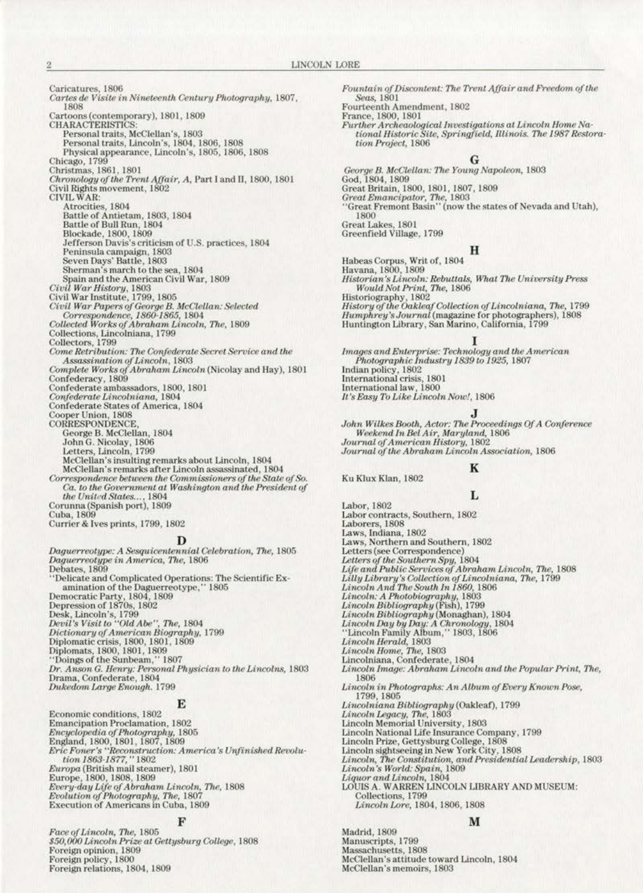Caricatures, 1806
*Cartes de Visite in Nineteenth Century Photography*, 1807, 1808
Cartoons (contemporary), 1801, 1809
CHARACTERISTICS:
  Personal traits, McClellan's, 1803
  Personal traits, Lincoln's, 1804, 1806, 1808
  Physical appearance, Lincoln's, 1805, 1806, 1808
Chicago, 1799
Christmas, 1861, 1801
*Chronology of the Trent Affair, A*, Part I and II, 1800, 1801
Civil Rights movement, 1802
CIVIL WAR:
  Atrocities, 1804
  Battle of Antietam, 1803, 1804
  Battle of Bull Run, 1804
  Blockade, 1800, 1809
  Jefferson Davis's criticism of U.S. practices, 1804
  Peninsula campaign, 1803
  Seven Days' Battle, 1803
  Sherman's march to the sea, 1804
  Spain and the American Civil War, 1809
*Civil War History*, 1803
Civil War Institute, 1799, 1805
*Civil War Papers of George B. McClellan: Selected Correspondence, 1860-1865*, 1804
*Collected Works of Abraham Lincoln, The*, 1809
Collections, Lincolniana, 1799
Collectors, 1799
*Come Retribution: The Confederate Secret Service and the Assassination of Lincoln*, 1803
*Complete Works of Abraham Lincoln* (Nicolay and Hay), 1801
Confederacy, 1809
Confederate ambassadors, 1800, 1801
*Confederate Lincolniana*, 1804
Confederate States of America, 1804
Cooper Union, 1808
CORRESPONDENCE,
  George B. McClellan, 1804
  John G. Nicolay, 1806
  Letters, Lincoln, 1799
  McClellan's insulting remarks about Lincoln, 1804
  McClellan's remarks after Lincoln assassinated, 1804
*Correspondence between the Commissioners of the State of So. Ca. to the Government at Washington and the President of the United States...*, 1804
Corunna (Spanish port), 1809
Cuba, 1809
Currier & Ives prints, 1799, 1802

### D

*Daguerreotype: A Sesquicentennial Celebration, The*, 1805
*Daguerreotype in America, The*, 1806
Debates, 1809
"Delicate and Complicated Operations: The Scientific Examination of the Daguerreotype," 1805
Democratic Party, 1804, 1809
Depression of 1870s, 1802
Desk, Lincoln's, 1799
*Devil's Visit to "Old Abe", The*, 1804
*Dictionary of American Biography*, 1799
Diplomatic crisis, 1800, 1801, 1809
Diplomats, 1800, 1801, 1809
"Doings of the Sunbeam," 1807
*Dr. Anson G. Henry: Personal Physician to the Lincolns*, 1803
Drama, Confederate, 1804
*Dukedom Large Enough*. 1799

### E

Economic conditions, 1802
Emancipation Proclamation, 1802
*Encyclopedia of Photography*, 1805
England, 1800, 1801, 1807, 1809
*Eric Foner's "Reconstruction: America's Unfinished Revolution 1863-1877,"* 1802
*Europa* (British mail steamer), 1801
Europe, 1800, 1808, 1809
*Every-day Life of Abraham Lincoln, The*, 1808
*Evolution of Photography, The*, 1807
Execution of Americans in Cuba, 1809

### F

*Face of Lincoln, The*, 1805
*$50,000 Lincoln Prize at Gettysburg College*, 1808
Foreign opinion, 1809
Foreign policy, 1800
Foreign relations, 1804, 1809
*Fountain of Discontent: The Trent Affair and Freedom of the Seas*, 1801
Fourteenth Amendment, 1802
France, 1800, 1801
*Further Archeaological Investigations at Lincoln Home National Historic Site, Springfield, Illinois. The 1987 Restoration Project*, 1806

### G

*George B. McClellan: The Young Napoleon*, 1803
God, 1804, 1809
Great Britain, 1800, 1801, 1807, 1809
*Great Emancipator, The*, 1803
"Great Fremont Basin" (now the states of Nevada and Utah), 1800
Great Lakes, 1801
Greenfield Village, 1799

### H

Habeas Corpus, Writ of, 1804
Havana, 1800, 1809
*Historian's Lincoln: Rebuttals, What The University Press Would Not Print, The*, 1806
Historiography, 1802
*History of the Oakleaf Collection of Lincolniana, The*, 1799
*Humphrey's Journal* (magazine for photographers), 1808
Huntington Library, San Marino, California, 1799

### I

*Images and Enterprise: Technology and the American Photographic Industry 1839 to 1925*, 1807
Indian policy, 1802
International crisis, 1801
International law, 1800
*It's Easy To Like Lincoln Now!*, 1806

### J

*John Wilkes Booth, Actor: The Proceedings Of A Conference Weekend In Bel Air, Maryland*, 1806
*Journal of American History*, 1802
*Journal of the Abraham Lincoln Association*, 1806

### K

Ku Klux Klan, 1802

### L

Labor, 1802
Labor contracts, Southern, 1802
Laborers, 1808
Laws, Indiana, 1802
Laws, Northern and Southern, 1802
Letters (see Correspondence)
*Letters of the Southern Spy*, 1804
*Life and Public Services of Abraham Lincoln, The*, 1808
*Lilly Library's Collection of Lincolniana, The*, 1799
*Lincoln And The South In 1860*, 1806
*Lincoln: A Photobiography*, 1803
*Lincoln Bibliography* (Fish), 1799
*Lincoln Bibliography* (Monaghan), 1804
*Lincoln Day by Day: A Chronology*, 1804
"Lincoln Family Album," 1803, 1806
*Lincoln Herald*, 1803
*Lincoln Home, The*, 1803
Lincolniana, Confederate, 1804
*Lincoln Image: Abraham Lincoln and the Popular Print, The*, 1806
*Lincoln in Photographs: An Album of Every Known Pose*, 1799, 1805
*Lincolniana Bibliography* (Oakleaf), 1799
*Lincoln Legacy, The*, 1803
Lincoln Memorial University, 1803
Lincoln National Life Insurance Company, 1799
Lincoln Prize, Gettysburg College, 1808
Lincoln sightseeing in New York City, 1808
*Lincoln, The Constitution, and Presidential Leadership*, 1803
*Lincoln's World: Spain*, 1809
*Liquor and Lincoln*, 1804
LOUIS A. WARREN LINCOLN LIBRARY AND MUSEUM:
  Collections, 1799
  *Lincoln Lore*, 1804, 1806, 1808

### M

Madrid, 1809
Manuscripts, 1799
Massachusetts, 1808
McClellan's attitude toward Lincoln, 1804
McClellan's memoirs, 1803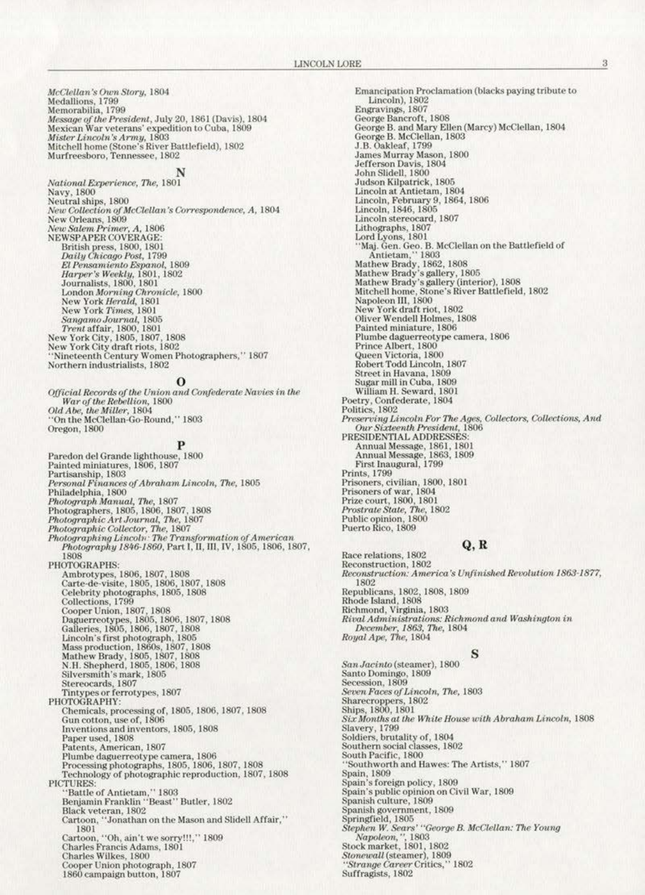*McClellan's Own Story*, 1804
Medallions, 1799
Memorabilia, 1799
*Message of the President*, July 20, 1861 (Davis), 1804
Mexican War veterans' expedition to Cuba, 1809
*Mister Lincoln's Army*, 1803
Mitchell home (Stone's River Battlefield), 1802
Murfreesboro, Tennessee, 1802

## N

*National Experience, The*, 1801
Navy, 1800
Neutral ships, 1800
*New Collection of McClellan's Correspondence, A*, 1804
New Orleans, 1809
*New Salem Primer, A*, 1806
NEWSPAPER COVERAGE:
- British press, 1800, 1801
- *Daily Chicago Post*, 1799
- *El Pensamiento Espanol*, 1809
- *Harper's Weekly*, 1801, 1802
- Journalists, 1800, 1801
- London *Morning Chronicle*, 1800
- New York *Herald*, 1801
- New York *Times*, 1801
- *Sangamo Journal*, 1805
- *Trent* affair, 1800, 1801

New York City, 1805, 1807, 1808
New York City draft riots, 1802
"Nineteenth Century Women Photographers," 1807
Northern industrialists, 1802

## O

*Official Records of the Union and Confederate Navies in the War of the Rebellion*, 1800
*Old Abe, the Miller*, 1804
"On the McClellan-Go-Round," 1803
Oregon, 1800

## P

Paredon del Grande lighthouse, 1800
Painted miniatures, 1806, 1807
Partisanship, 1803
*Personal Finances of Abraham Lincoln, The*, 1805
Philadelphia, 1800
*Photograph Manual, The*, 1807
Photographers, 1805, 1806, 1807, 1808
*Photographic Art Journal, The*, 1807
*Photographic Collector, The*, 1807
*Photographing Lincoln: The Transformation of American Photography 1846-1860*, Part I, II, III, IV, 1805, 1806, 1807, 1808
PHOTOGRAPHS:
- Ambrotypes, 1806, 1807, 1808
- Carte-de-visite, 1805, 1806, 1807, 1808
- Celebrity photographs, 1805, 1808
- Collections, 1799
- Cooper Union, 1807, 1808
- Daguerreotypes, 1805, 1806, 1807, 1808
- Galleries, 1805, 1806, 1807, 1808
- Lincoln's first photograph, 1805
- Mass production, 1860s, 1807, 1808
- Mathew Brady, 1805, 1807, 1808
- N.H. Shepherd, 1805, 1806, 1808
- Silversmith's mark, 1805
- Stereocards, 1807
- Tintypes or ferrotypes, 1807

PHOTOGRAPHY:
- Chemicals, processing of, 1805, 1806, 1807, 1808
- Gun cotton, use of, 1806
- Inventions and inventors, 1805, 1808
- Paper used, 1808
- Patents, American, 1807
- Plumbe daguerreotype camera, 1806
- Processing photographs, 1805, 1806, 1807, 1808
- Technology of photographic reproduction, 1807, 1808

PICTURES:
- "Battle of Antietam," 1803
- Benjamin Franklin "Beast" Butler, 1802
- Black veteran, 1802
- Cartoon, "Jonathan on the Mason and Slidell Affair," 1801
- Cartoon, "Oh, ain't we sorry!!!," 1809
- Charles Francis Adams, 1801
- Charles Wilkes, 1800
- Cooper Union photograph, 1807
- 1860 campaign button, 1807
- Emancipation Proclamation (blacks paying tribute to Lincoln), 1802
- Engravings, 1807
- George Bancroft, 1808
- George B. and Mary Ellen (Marcy) McClellan, 1804
- George B. McClellan, 1803
- J.B. Oakleaf, 1799
- James Murray Mason, 1800
- Jefferson Davis, 1804
- John Slidell, 1800
- Judson Kilpatrick, 1805
- Lincoln at Antietam, 1804
- Lincoln, February 9, 1864, 1806
- Lincoln, 1846, 1805
- Lincoln stereocard, 1807
- Lithographs, 1807
- Lord Lyons, 1801
- "Maj. Gen. Geo. B. McClellan on the Battlefield of Antietam," 1803
- Mathew Brady, 1862, 1808
- Mathew Brady's gallery, 1805
- Mathew Brady's gallery (interior), 1808
- Mitchell home, Stone's River Battlefield, 1802
- Napoleon III, 1800
- New York draft riot, 1802
- Oliver Wendell Holmes, 1808
- Painted miniature, 1806
- Plumbe daguerreotype camera, 1806
- Prince Albert, 1800
- Queen Victoria, 1800
- Robert Todd Lincoln, 1807
- Street in Havana, 1809
- Sugar mill in Cuba, 1809
- William H. Seward, 1801

Poetry, Confederate, 1804
Politics, 1802
*Preserving Lincoln For The Ages, Collectors, Collections, And Our Sixteenth President*, 1806
PRESIDENTIAL ADDRESSES:
- Annual Message, 1861, 1801
- Annual Message, 1863, 1809
- First Inaugural, 1799

Prints, 1799
Prisoners, civilian, 1800, 1801
Prisoners of war, 1804
Prize court, 1800, 1801
*Prostrate State, The*, 1802
Public opinion, 1800
Puerto Rico, 1809

## Q, R

Race relations, 1802
Reconstruction, 1802
*Reconstruction: America's Unfinished Revolution 1863-1877*, 1802
Republicans, 1802, 1808, 1809
Rhode Island, 1808
Richmond, Virginia, 1803
*Rival Administrations: Richmond and Washington in December, 1863, The*, 1804
*Royal Ape, The*, 1804

## S

*San Jacinto* (steamer), 1800
Santo Domingo, 1809
Secession, 1809
*Seven Faces of Lincoln, The*, 1803
Sharecroppers, 1802
Ships, 1800, 1801
*Six Months at the White House with Abraham Lincoln*, 1808
Slavery, 1799
Soldiers, brutality of, 1804
Southern social classes, 1802
South Pacific, 1800
"Southworth and Hawes: The Artists," 1807
Spain, 1809
Spain's foreign policy, 1809
Spain's public opinion on Civil War, 1809
Spanish culture, 1809
Spanish government, 1809
Springfield, 1805
*Stephen W. Sears' "George B. McClellan: The Young Napoleon,"*, 1803
Stock market, 1801, 1802
*Stonewall* (steamer), 1809
"*Strange Career* Critics," 1802
Suffragists, 1802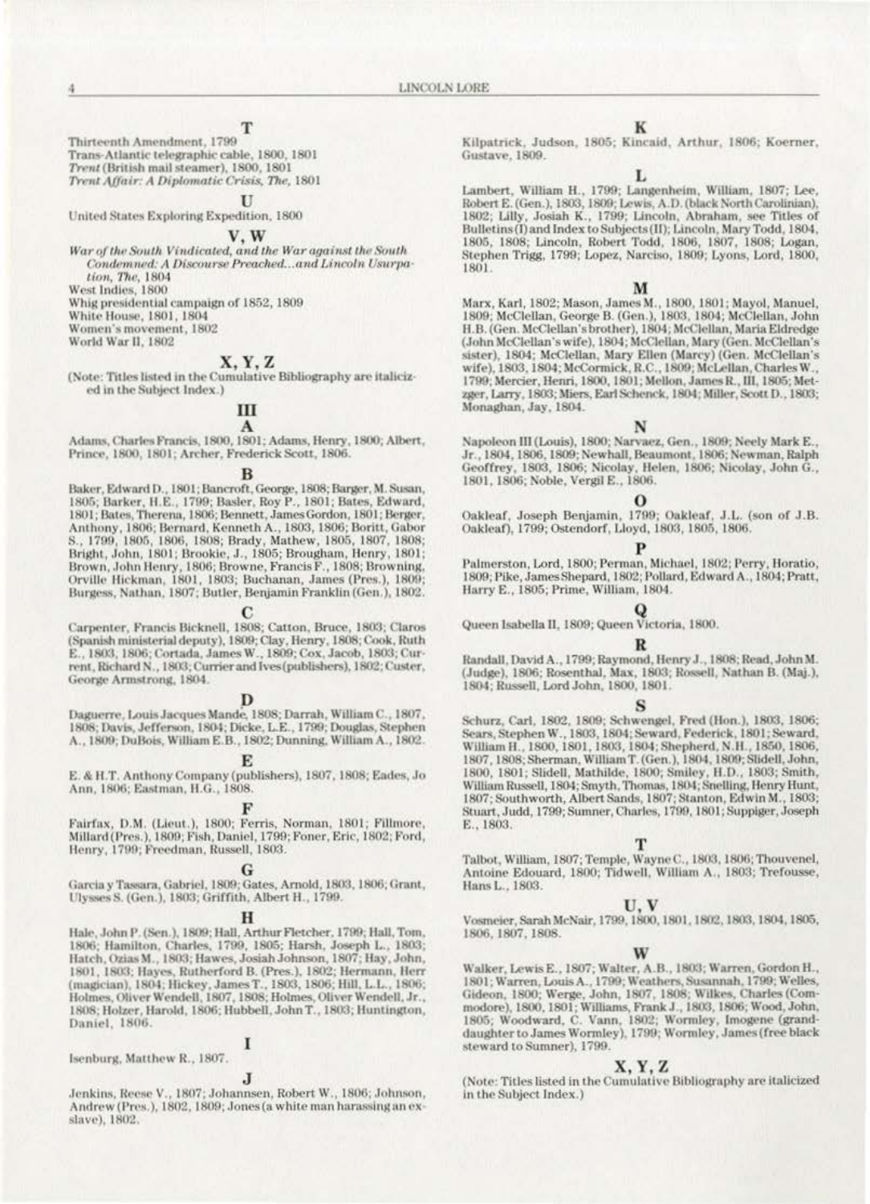## T

Thirteenth Amendment, 1799
Trans-Atlantic telegraphic cable, 1800, 1801
*Trent* (British mail steamer), 1800, 1801
*Trent Affair: A Diplomatic Crisis, The,* 1801

## U

United States Exploring Expedition, 1800

## V, W

*War of the South Vindicated, and the War against the South Condemned: A Discourse Preached...and Lincoln Usurpation, The,* 1804
West Indies, 1800
Whig presidential campaign of 1852, 1809
White House, 1801, 1804
Women's movement, 1802
World War II, 1802

## X, Y, Z

(Note: Titles listed in the Cumulative Bibliography are italicized in the Subject Index.)

# III

## A

Adams, Charles Francis, 1800, 1801; Adams, Henry, 1800; Albert, Prince, 1800, 1801; Archer, Frederick Scott, 1806.

## B

Baker, Edward D., 1801; Bancroft, George, 1808; Barger, M. Susan, 1805; Barker, H.E., 1799; Basler, Roy P., 1801; Bates, Edward, 1801; Bates, Therena, 1806; Bennett, James Gordon, 1801; Berger, Anthony, 1806; Bernard, Kenneth A., 1803, 1806; Boritt, Gabor S., 1799, 1805, 1806, 1808; Brady, Mathew, 1805, 1807, 1808; Bright, John, 1801; Brookie, J., 1805; Brougham, Henry, 1801; Brown, John Henry, 1806; Browne, Francis F., 1808; Browning, Orville Hickman, 1801, 1803; Buchanan, James (Pres.), 1809; Burgess, Nathan, 1807; Butler, Benjamin Franklin (Gen.), 1802.

## C

Carpenter, Francis Bicknell, 1808; Catton, Bruce, 1803; Claros (Spanish ministerial deputy), 1809; Clay, Henry, 1808; Cook, Ruth E., 1803, 1806; Cortada, James W., 1809; Cox, Jacob, 1803; Current, Richard N., 1803; Currier and Ives (publishers), 1802; Custer, George Armstrong, 1804.

## D

Daguerre, Louis Jacques Mande, 1808; Darrah, William C., 1807, 1808; Davis, Jefferson, 1804; Dicke, L.E., 1799; Douglas, Stephen A., 1809; DuBois, William E.B., 1802; Dunning, William A., 1802.

## E

E. & H.T. Anthony Company (publishers), 1807, 1808; Eades, Jo Ann, 1806; Eastman, H.G., 1808.

## F

Fairfax, D.M. (Lieut.), 1800; Ferris, Norman, 1801; Fillmore, Millard (Pres.), 1809; Fish, Daniel, 1799; Foner, Eric, 1802; Ford, Henry, 1799; Freedman, Russell, 1803.

## G

Garcia y Tassara, Gabriel, 1809; Gates, Arnold, 1803, 1806; Grant, Ulysses S. (Gen.), 1803; Griffith, Albert H., 1799.

## H

Hale, John P. (Sen.), 1809; Hall, Arthur Fletcher, 1799; Hall, Tom, 1806; Hamilton, Charles, 1799, 1805; Harsh, Joseph L., 1803; Hatch, Ozias M., 1803; Hawes, Josiah Johnson, 1807; Hay, John, 1801, 1803; Hayes, Rutherford B. (Pres.), 1802; Hermann, Herr (magician), 1804; Hickey, James T., 1803, 1806; Hill, L.L., 1806; Holmes, Oliver Wendell, 1807, 1808; Holmes, Oliver Wendell, Jr., 1808; Holzer, Harold, 1806; Hubbell, John T., 1803; Huntington, Daniel, 1806.

## I

Isenburg, Matthew R., 1807.

## J

Jenkins, Reese V., 1807; Johannsen, Robert W., 1806; Johnson, Andrew (Pres.), 1802, 1809; Jones (a white man harassing an ex-slave), 1802.

## K

Kilpatrick, Judson, 1805; Kincaid, Arthur, 1806; Koerner, Gustave, 1809.

## L

Lambert, William H., 1799; Langenheim, William, 1807; Lee, Robert E. (Gen.), 1803, 1809; Lewis, A.D. (black North Carolinian), 1802; Lilly, Josiah K., 1799; Lincoln, Abraham, see Titles of Bulletins (I) and Index to Subjects (II); Lincoln, Mary Todd, 1804, 1805, 1808; Lincoln, Robert Todd, 1806, 1807, 1808; Logan, Stephen Trigg, 1799; Lopez, Narciso, 1809; Lyons, Lord, 1800, 1801.

## M

Marx, Karl, 1802; Mason, James M., 1800, 1801; Mayol, Manuel, 1809; McClellan, George B. (Gen.), 1803, 1804; McClellan, John H.B. (Gen. McClellan's brother), 1804; McClellan, Maria Eldredge (John McClellan's wife), 1804; McClellan, Mary (Gen. McClellan's sister), 1804; McClellan, Mary Ellen (Marcy) (Gen. McClellan's wife), 1803, 1804; McCormick, R.C., 1809; McLellan, Charles W., 1799; Mercier, Henri, 1800, 1801; Mellon, James R., III, 1805; Metzger, Larry, 1803; Miers, Earl Schenck, 1804; Miller, Scott D., 1803; Monaghan, Jay, 1804.

## N

Napoleon III (Louis), 1800; Narvaez, Gen., 1809; Neely Mark E., Jr., 1804, 1806, 1809; Newhall, Beaumont, 1806; Newman, Ralph Geoffrey, 1803, 1806; Nicolay, Helen, 1806; Nicolay, John G., 1801, 1806; Noble, Vergil E., 1806.

## O

Oakleaf, Joseph Benjamin, 1799; Oakleaf, J.L. (son of J.B. Oakleaf), 1799; Ostendorf, Lloyd, 1803, 1805, 1806.

## P

Palmerston, Lord, 1800; Perman, Michael, 1802; Perry, Horatio, 1809; Pike, James Shepard, 1802; Pollard, Edward A., 1804; Pratt, Harry E., 1805; Prime, William, 1804.

## Q

Queen Isabella II, 1809; Queen Victoria, 1800.

## R

Randall, David A., 1799; Raymond, Henry J., 1808; Read, John M. (Judge), 1806; Rosenthal, Max, 1803; Rossell, Nathan B. (Maj.), 1804; Russell, Lord John, 1800, 1801.

## S

Schurz, Carl, 1802, 1809; Schwengel, Fred (Hon.), 1803, 1806; Sears, Stephen W., 1803, 1804; Seward, Federick, 1801; Seward, William H., 1800, 1801, 1803, 1804; Shepherd, N.H., 1850, 1806, 1807, 1808; Sherman, William T. (Gen.), 1804, 1809; Slidell, John, 1800, 1801; Slidell, Mathilde, 1800; Smiley, H.D., 1803; Smith, William Russell, 1804; Smyth, Thomas, 1804; Snelling, Henry Hunt, 1807; Southworth, Albert Sands, 1807; Stanton, Edwin M., 1803; Stuart, Judd, 1799; Sumner, Charles, 1799, 1801; Suppiger, Joseph E., 1803.

## T

Talbot, William, 1807; Temple, Wayne C., 1803, 1806; Thouvenel, Antoine Edouard, 1800; Tidwell, William A., 1803; Trefousse, Hans L., 1803.

## U, V

Vosmeier, Sarah McNair, 1799, 1800, 1801, 1802, 1803, 1804, 1805, 1806, 1807, 1808.

## W

Walker, Lewis E., 1807; Walter, A.B., 1803; Warren, Gordon H., 1801; Warren, Louis A., 1799; Weathers, Susannah, 1799; Welles, Gideon, 1800; Werge, John, 1807, 1808; Wilkes, Charles (Commodore), 1800, 1801; Williams, Frank J., 1803, 1806; Wood, John, 1805; Woodward, C. Vann, 1802; Wormley, Imogene (granddaughter to James Wormley), 1799; Wormley, James (free black steward to Sumner), 1799.

## X, Y, Z

(Note: Titles listed in the Cumulative Bibliography are italicized in the Subject Index.)